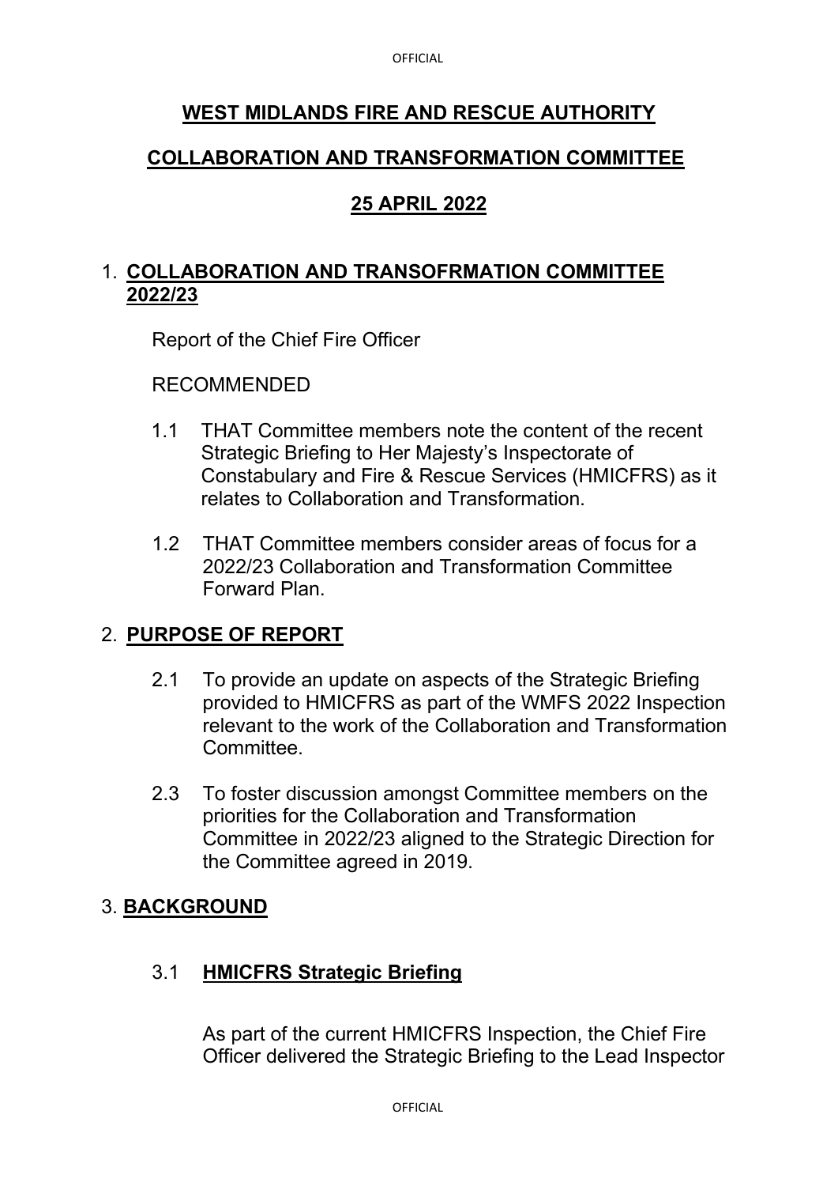# WEST MIDLANDS FIRE AND RESCUE AUTHORITY

## COLLABORATION AND TRANSFORMATION COMMITTEE

## 25 APRIL 2022

1. **COLLABORATION AND TRANSOFRMATION COMMITTEE 2022/23**

   Report of the Chief Fire Officer

   RECOMMENDED

   1.1 THAT Committee members note the content of the recent Strategic Briefing to Her Majesty's Inspectorate of Constabulary and Fire & Rescue Services (HMICFRS) as it relates to Collaboration and Transformation.

   1.2 THAT Committee members consider areas of focus for a 2022/23 Collaboration and Transformation Committee Forward Plan.

2. **PURPOSE OF REPORT**

   2.1 To provide an update on aspects of the Strategic Briefing provided to HMICFRS as part of the WMFS 2022 Inspection relevant to the work of the Collaboration and Transformation Committee.

   2.3 To foster discussion amongst Committee members on the priorities for the Collaboration and Transformation Committee in 2022/23 aligned to the Strategic Direction for the Committee agreed in 2019.

3. **BACKGROUND**

   3.1 **HMICFRS Strategic Briefing**

   As part of the current HMICFRS Inspection, the Chief Fire Officer delivered the Strategic Briefing to the Lead Inspector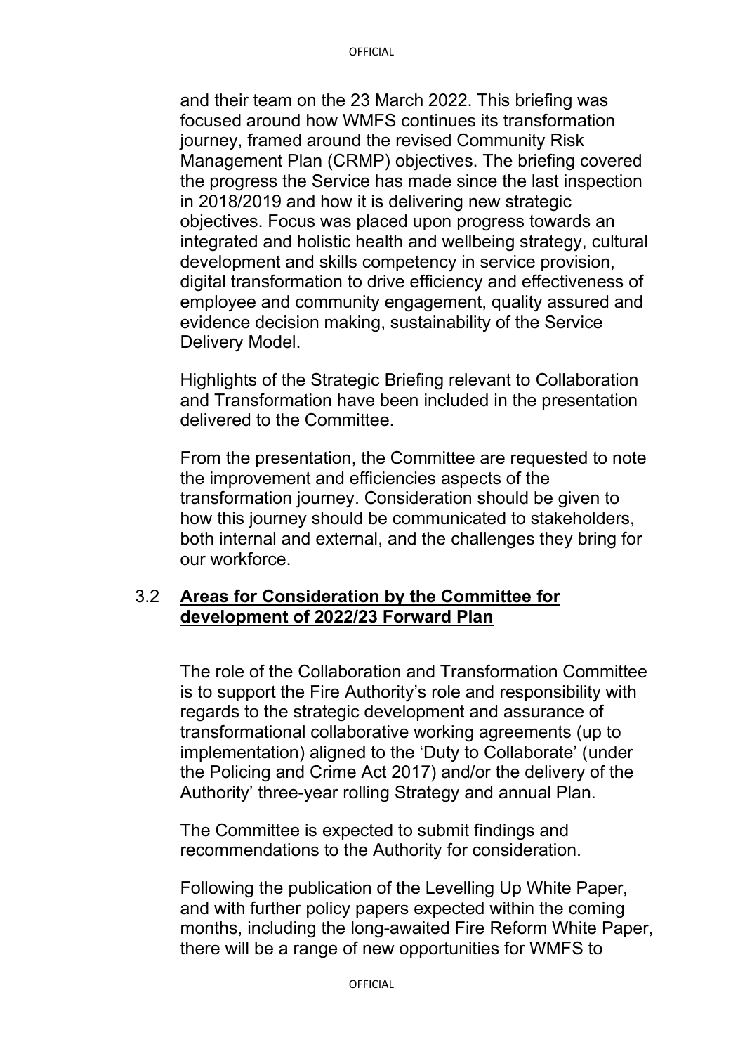and their team on the 23 March 2022. This briefing was focused around how WMFS continues its transformation journey, framed around the revised Community Risk Management Plan (CRMP) objectives. The briefing covered the progress the Service has made since the last inspection in 2018/2019 and how it is delivering new strategic objectives. Focus was placed upon progress towards an integrated and holistic health and wellbeing strategy, cultural development and skills competency in service provision, digital transformation to drive efficiency and effectiveness of employee and community engagement, quality assured and evidence decision making, sustainability of the Service Delivery Model.

Highlights of the Strategic Briefing relevant to Collaboration and Transformation have been included in the presentation delivered to the Committee.

From the presentation, the Committee are requested to note the improvement and efficiencies aspects of the transformation journey. Consideration should be given to how this journey should be communicated to stakeholders, both internal and external, and the challenges they bring for our workforce.

3.2 **Areas for Consideration by the Committee for development of 2022/23 Forward Plan**

The role of the Collaboration and Transformation Committee is to support the Fire Authority's role and responsibility with regards to the strategic development and assurance of transformational collaborative working agreements (up to implementation) aligned to the 'Duty to Collaborate' (under the Policing and Crime Act 2017) and/or the delivery of the Authority' three-year rolling Strategy and annual Plan.

The Committee is expected to submit findings and recommendations to the Authority for consideration.

Following the publication of the Levelling Up White Paper, and with further policy papers expected within the coming months, including the long-awaited Fire Reform White Paper, there will be a range of new opportunities for WMFS to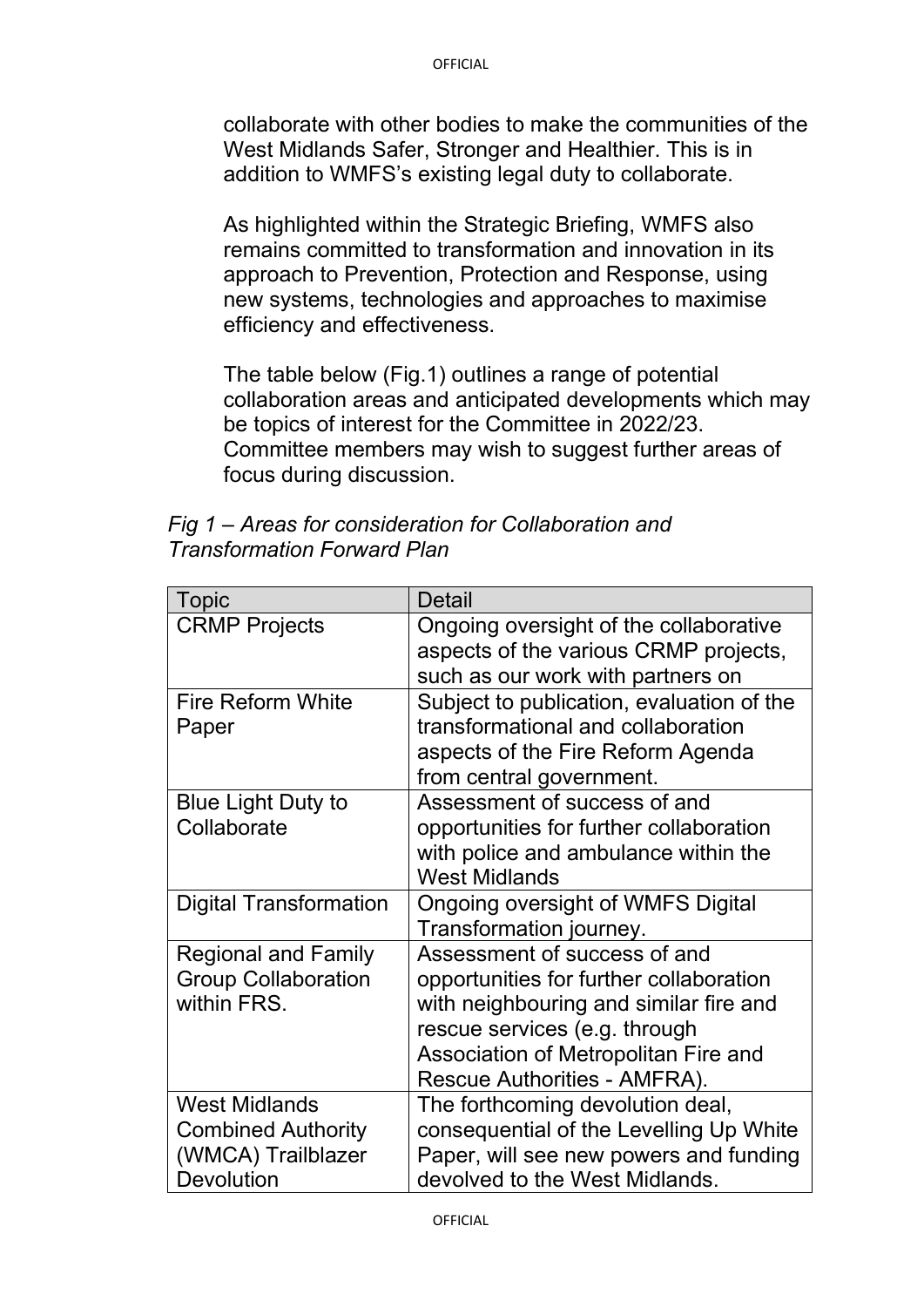collaborate with other bodies to make the communities of the West Midlands Safer, Stronger and Healthier. This is in addition to WMFS's existing legal duty to collaborate.

As highlighted within the Strategic Briefing, WMFS also remains committed to transformation and innovation in its approach to Prevention, Protection and Response, using new systems, technologies and approaches to maximise efficiency and effectiveness.

The table below (Fig.1) outlines a range of potential collaboration areas and anticipated developments which may be topics of interest for the Committee in 2022/23. Committee members may wish to suggest further areas of focus during discussion.

*Fig 1 – Areas for consideration for Collaboration and Transformation Forward Plan*

| Topic | Detail |
|---|---|
| CRMP Projects | Ongoing oversight of the collaborative aspects of the various CRMP projects, such as our work with partners on |
| Fire Reform White Paper | Subject to publication, evaluation of the transformational and collaboration aspects of the Fire Reform Agenda from central government. |
| Blue Light Duty to Collaborate | Assessment of success of and opportunities for further collaboration with police and ambulance within the West Midlands |
| Digital Transformation | Ongoing oversight of WMFS Digital Transformation journey. |
| Regional and Family Group Collaboration within FRS. | Assessment of success of and opportunities for further collaboration with neighbouring and similar fire and rescue services (e.g. through Association of Metropolitan Fire and Rescue Authorities - AMFRA). |
| West Midlands Combined Authority (WMCA) Trailblazer Devolution | The forthcoming devolution deal, consequential of the Levelling Up White Paper, will see new powers and funding devolved to the West Midlands. |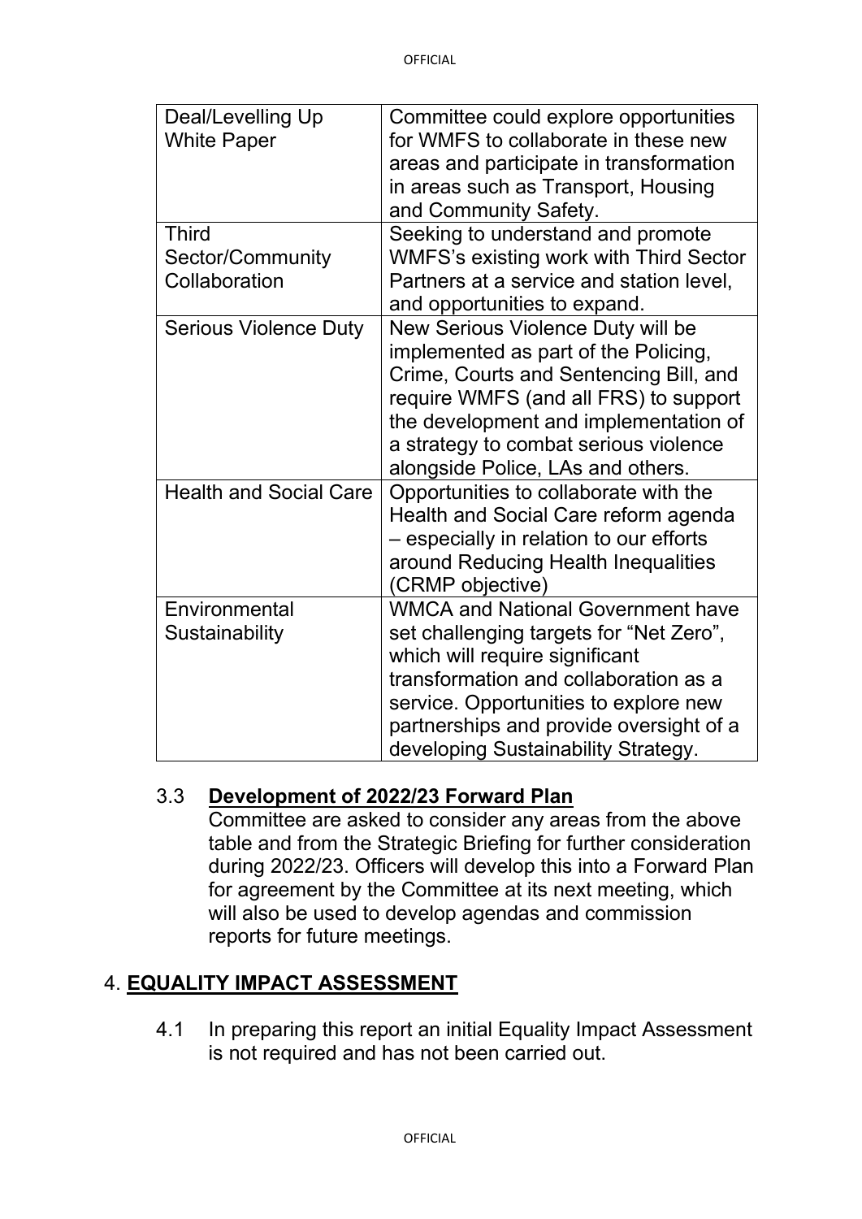| | |
|---|---|
| Deal/Levelling Up White Paper | Committee could explore opportunities for WMFS to collaborate in these new areas and participate in transformation in areas such as Transport, Housing and Community Safety. |
| Third Sector/Community Collaboration | Seeking to understand and promote WMFS's existing work with Third Sector Partners at a service and station level, and opportunities to expand. |
| Serious Violence Duty | New Serious Violence Duty will be implemented as part of the Policing, Crime, Courts and Sentencing Bill, and require WMFS (and all FRS) to support the development and implementation of a strategy to combat serious violence alongside Police, LAs and others. |
| Health and Social Care | Opportunities to collaborate with the Health and Social Care reform agenda – especially in relation to our efforts around Reducing Health Inequalities (CRMP objective) |
| Environmental Sustainability | WMCA and National Government have set challenging targets for "Net Zero", which will require significant transformation and collaboration as a service. Opportunities to explore new partnerships and provide oversight of a developing Sustainability Strategy. |

3.3 **Development of 2022/23 Forward Plan**

Committee are asked to consider any areas from the above table and from the Strategic Briefing for further consideration during 2022/23. Officers will develop this into a Forward Plan for agreement by the Committee at its next meeting, which will also be used to develop agendas and commission reports for future meetings.

## 4. EQUALITY IMPACT ASSESSMENT

4.1 In preparing this report an initial Equality Impact Assessment is not required and has not been carried out.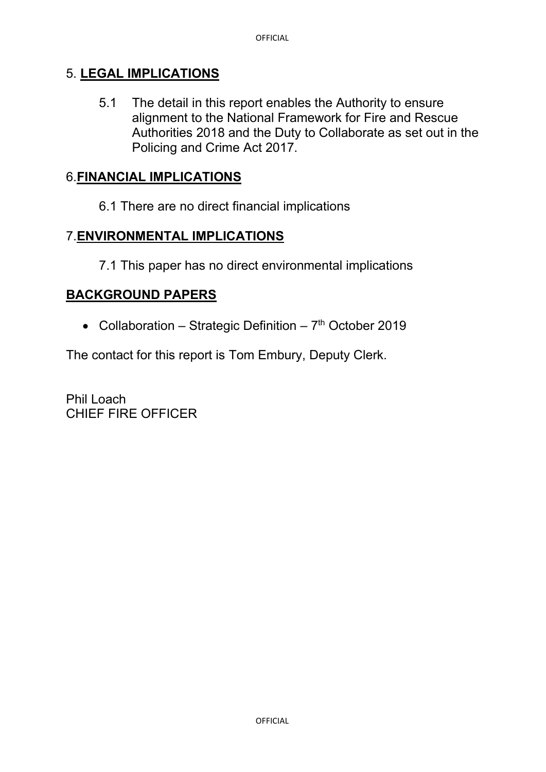## 5. **LEGAL IMPLICATIONS**

5.1 The detail in this report enables the Authority to ensure alignment to the National Framework for Fire and Rescue Authorities 2018 and the Duty to Collaborate as set out in the Policing and Crime Act 2017.

## 6. **FINANCIAL IMPLICATIONS**

6.1 There are no direct financial implications

## 7. **ENVIRONMENTAL IMPLICATIONS**

7.1 This paper has no direct environmental implications

## **BACKGROUND PAPERS**

- Collaboration – Strategic Definition – 7th October 2019

The contact for this report is Tom Embury, Deputy Clerk.

Phil Loach
CHIEF FIRE OFFICER